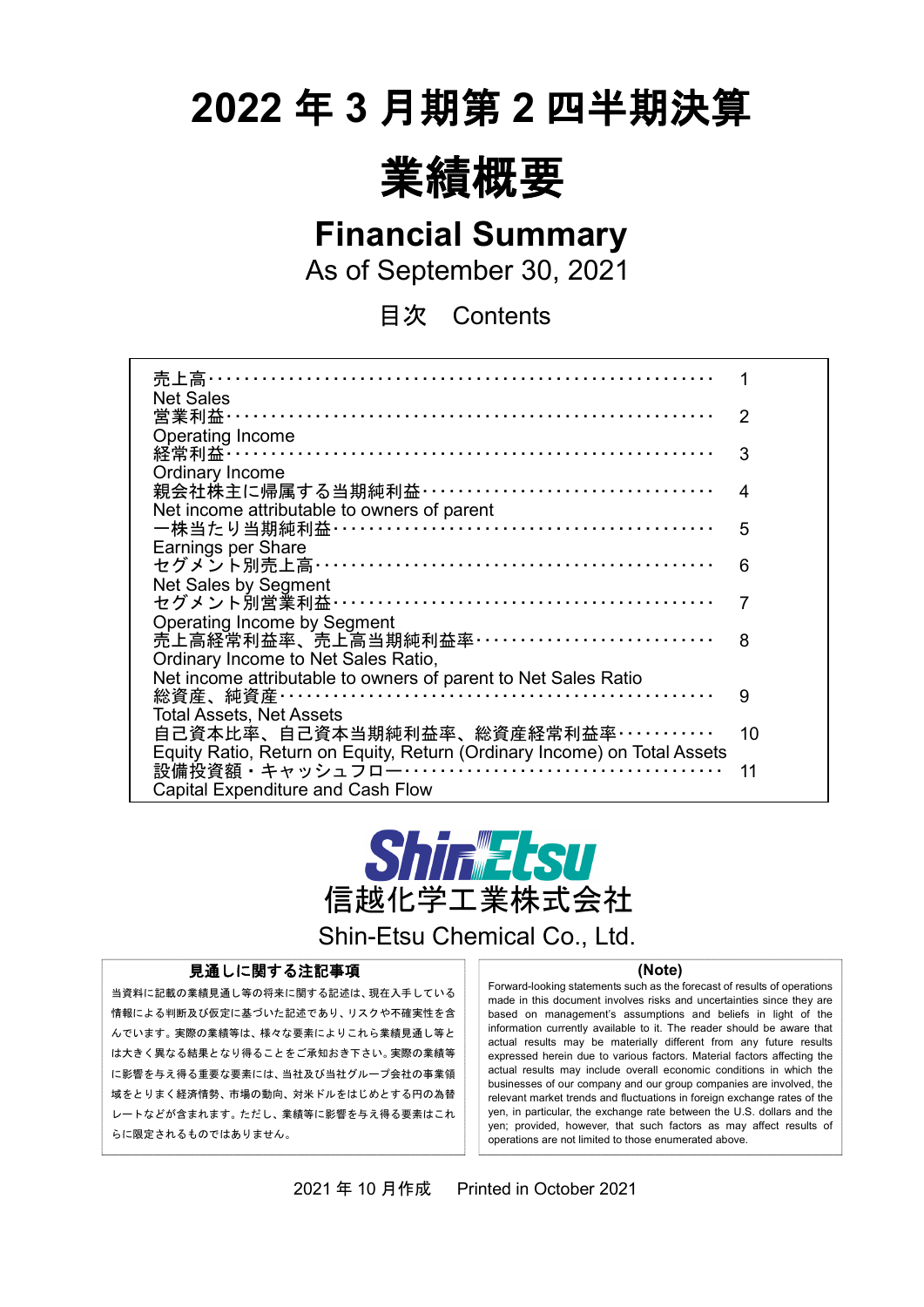# 2022 年 3 月期第 2 四半期決算

# 業績概要

## Financial Summary

As of September 30, 2021

目次　Contents

| | |
|---|---|
| 売上高<br>Net Sales | 1 |
| 営業利益<br>Operating Income | 2 |
| 経常利益<br>Ordinary Income | 3 |
| 親会社株主に帰属する当期純利益<br>Net income attributable to owners of parent | 4 |
| 一株当たり当期純利益<br>Earnings per Share | 5 |
| セグメント別売上高<br>Net Sales by Segment | 6 |
| セグメント別営業利益<br>Operating Income by Segment | 7 |
| 売上高経常利益率、売上高当期純利益率<br>Ordinary Income to Net Sales Ratio,<br>Net income attributable to owners of parent to Net Sales Ratio | 8 |
| 総資産、純資産<br>Total Assets, Net Assets | 9 |
| 自己資本比率、自己資本当期純利益率、総資産経常利益率<br>Equity Ratio, Return on Equity, Return (Ordinary Income) on Total Assets | 10 |
| 設備投資額・キャッシュフロー<br>Capital Expenditure and Cash Flow | 11 |

Shin-Etsu

信越化学工業株式会社

Shin-Etsu Chemical Co., Ltd.

**見通しに関する注記事項**

当資料に記載の業績見通し等の将来に関する記述は、現在入手している情報による判断及び仮定に基づいた記述であり、リスクや不確実性を含んでいます。実際の業績等は、様々な要素によりこれら業績見通し等とは大きく異なる結果となり得ることをご承知おき下さい。実際の業績等に影響を与え得る重要な要素には、当社及び当社グループ会社の事業領域をとりまく経済情勢、市場の動向、対米ドルをはじめとする円の為替レートなどが含まれます。ただし、業績等に影響を与え得る要素はこれらに限定されるものではありません。

**(Note)**

Forward-looking statements such as the forecast of results of operations made in this document involves risks and uncertainties since they are based on management's assumptions and beliefs in light of the information currently available to it. The reader should be aware that actual results may be materially different from any future results expressed herein due to various factors. Material factors affecting the actual results may include overall economic conditions in which the businesses of our company and our group companies are involved, the relevant market trends and fluctuations in foreign exchange rates of the yen, in particular, the exchange rate between the U.S. dollars and the yen; provided, however, that such factors as may affect results of operations are not limited to those enumerated above.

2021 年 10 月作成　Printed in October 2021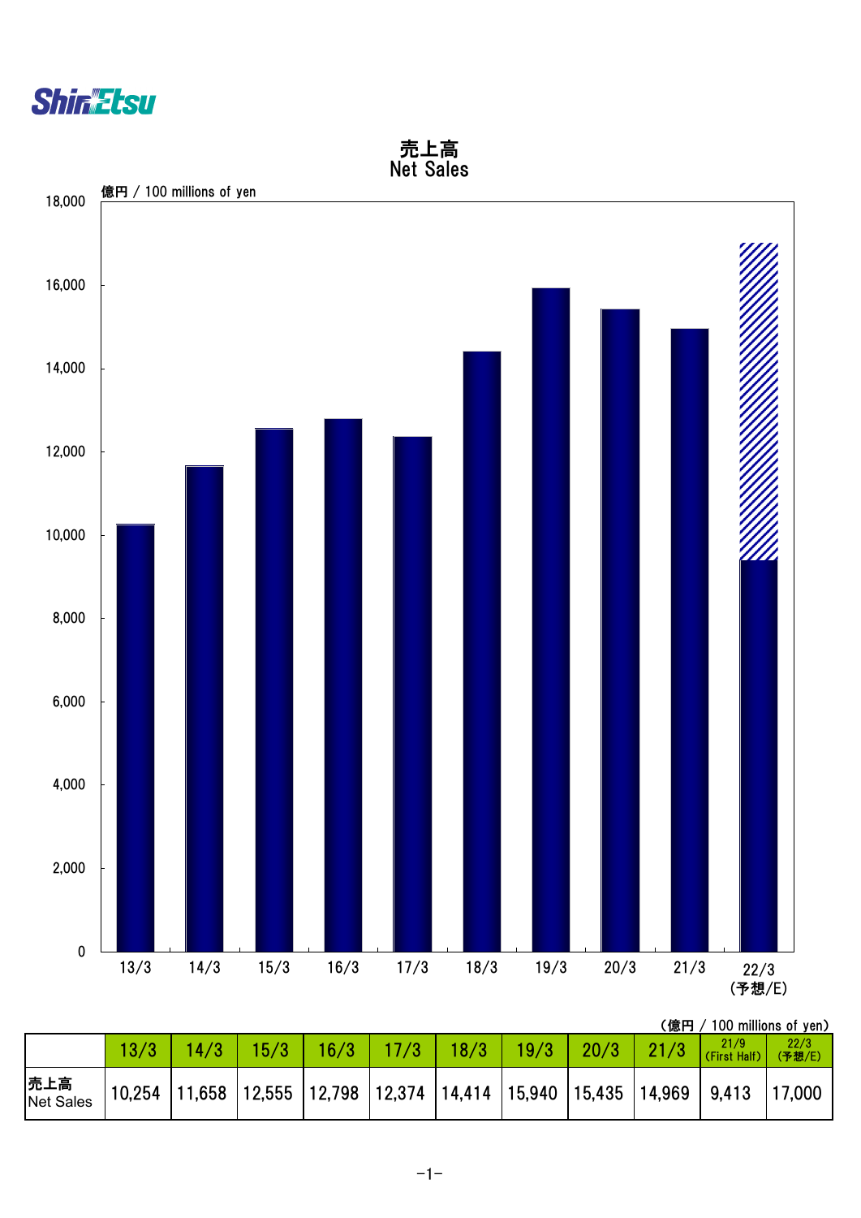# 売上高
## Net Sales

億円 / 100 millions of yen

（億円 / 100 millions of yen）

| | 13/3 | 14/3 | 15/3 | 16/3 | 17/3 | 18/3 | 19/3 | 20/3 | 21/3 | 21/9 (First Half) | 22/3 (予想/E) |
|---|---|---|---|---|---|---|---|---|---|---|---|
| 売上高 Net Sales | 10,254 | 11,658 | 12,555 | 12,798 | 12,374 | 14,414 | 15,940 | 15,435 | 14,969 | 9,413 | 17,000 |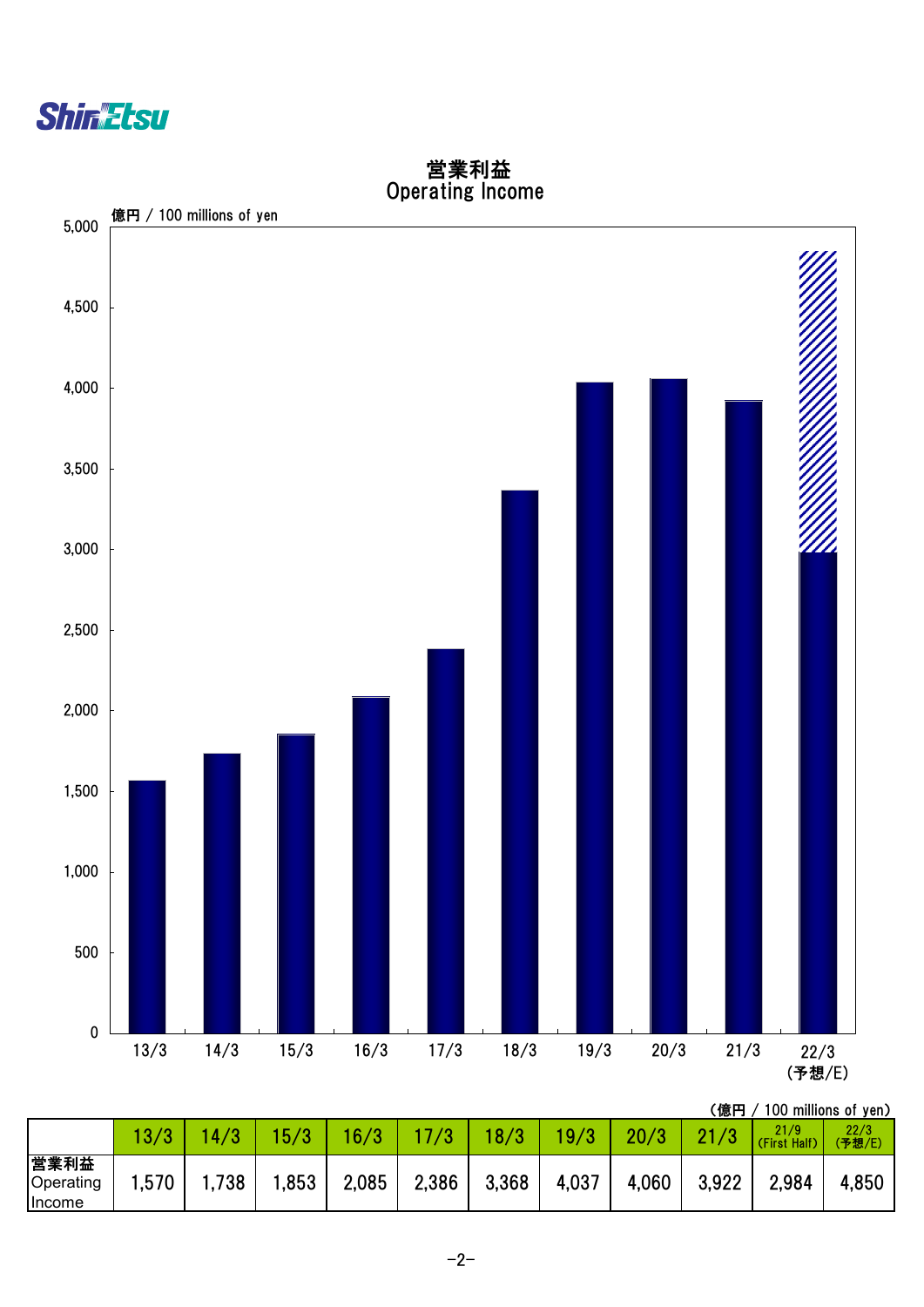# 営業利益
## Operating Income

億円 / 100 millions of yen

(億円 / 100 millions of yen)

| | 13/3 | 14/3 | 15/3 | 16/3 | 17/3 | 18/3 | 19/3 | 20/3 | 21/3 | 21/9 (First Half) | 22/3 (予想/E) |
|---|---|---|---|---|---|---|---|---|---|---|---|
| 営業利益 Operating Income | 1,570 | 1,738 | 1,853 | 2,085 | 2,386 | 3,368 | 4,037 | 4,060 | 3,922 | 2,984 | 4,850 |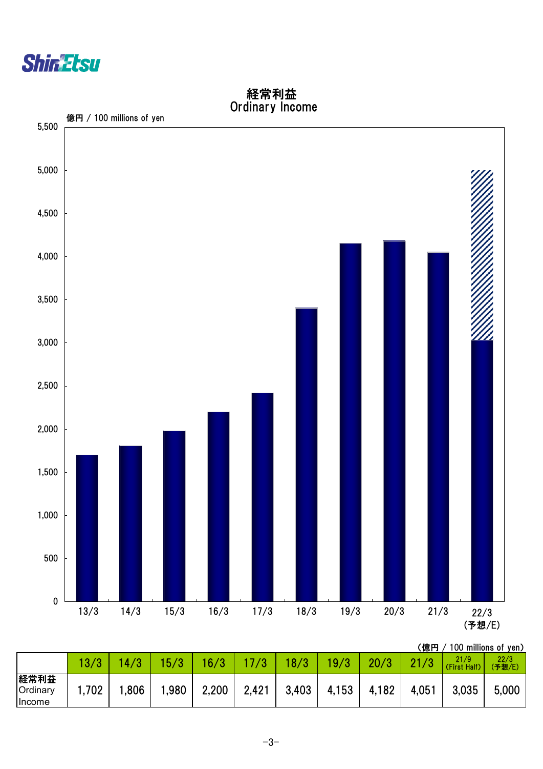# 経常利益
# Ordinary Income

億円 / 100 millions of yen

(億円 / 100 millions of yen)

| | 13/3 | 14/3 | 15/3 | 16/3 | 17/3 | 18/3 | 19/3 | 20/3 | 21/3 | 21/9 (First Half) | 22/3 (予想/E) |
|---|---|---|---|---|---|---|---|---|---|---|---|
| 経常利益 Ordinary Income | 1,702 | 1,806 | 1,980 | 2,200 | 2,421 | 3,403 | 4,153 | 4,182 | 4,051 | 3,035 | 5,000 |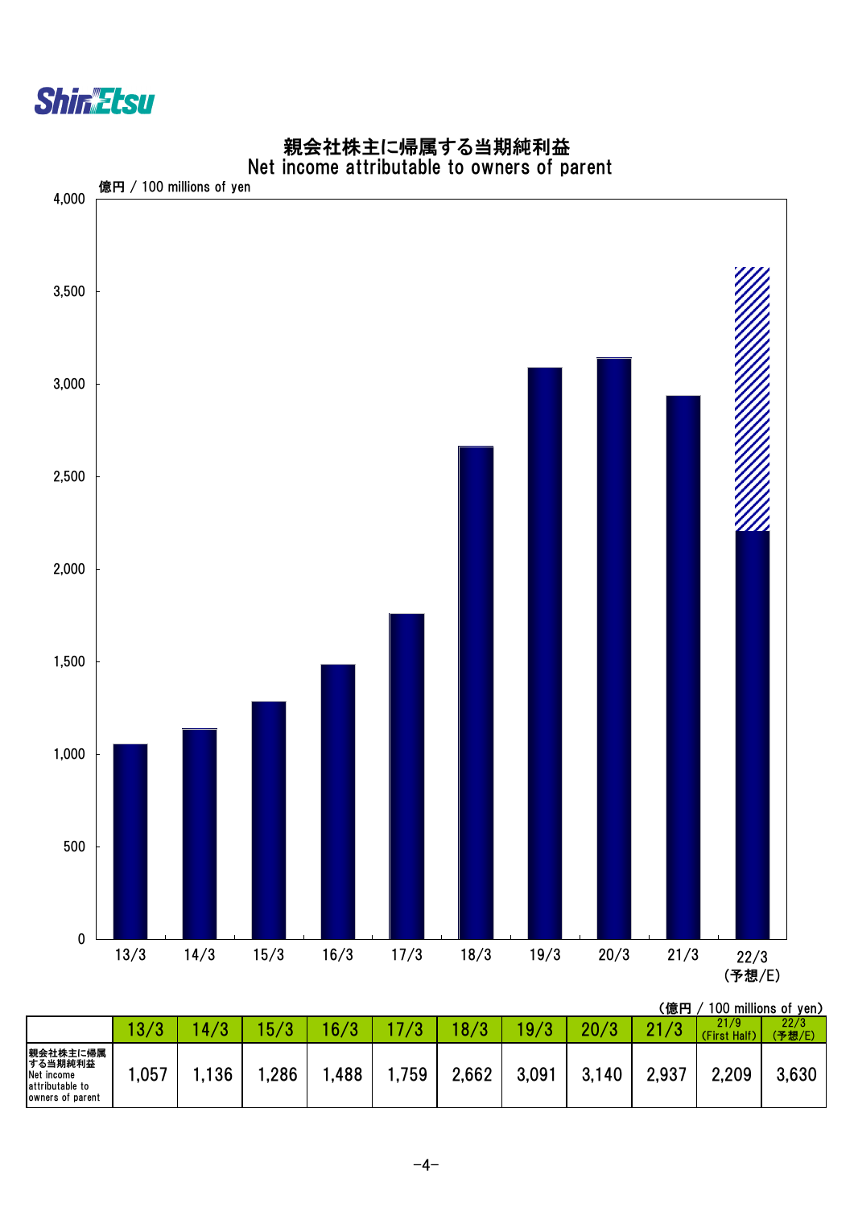Shin-Etsu

# 親会社株主に帰属する当期純利益
## Net income attributable to owners of parent

億円 / 100 millions of yen

（億円 / 100 millions of yen）

| | 13/3 | 14/3 | 15/3 | 16/3 | 17/3 | 18/3 | 19/3 | 20/3 | 21/3 | 21/9 (First Half) | 22/3 (予想/E) |
|---|---|---|---|---|---|---|---|---|---|---|---|
| 親会社株主に帰属する当期純利益 Net income attributable to owners of parent | 1,057 | 1,136 | 1,286 | 1,488 | 1,759 | 2,662 | 3,091 | 3,140 | 2,937 | 2,209 | 3,630 |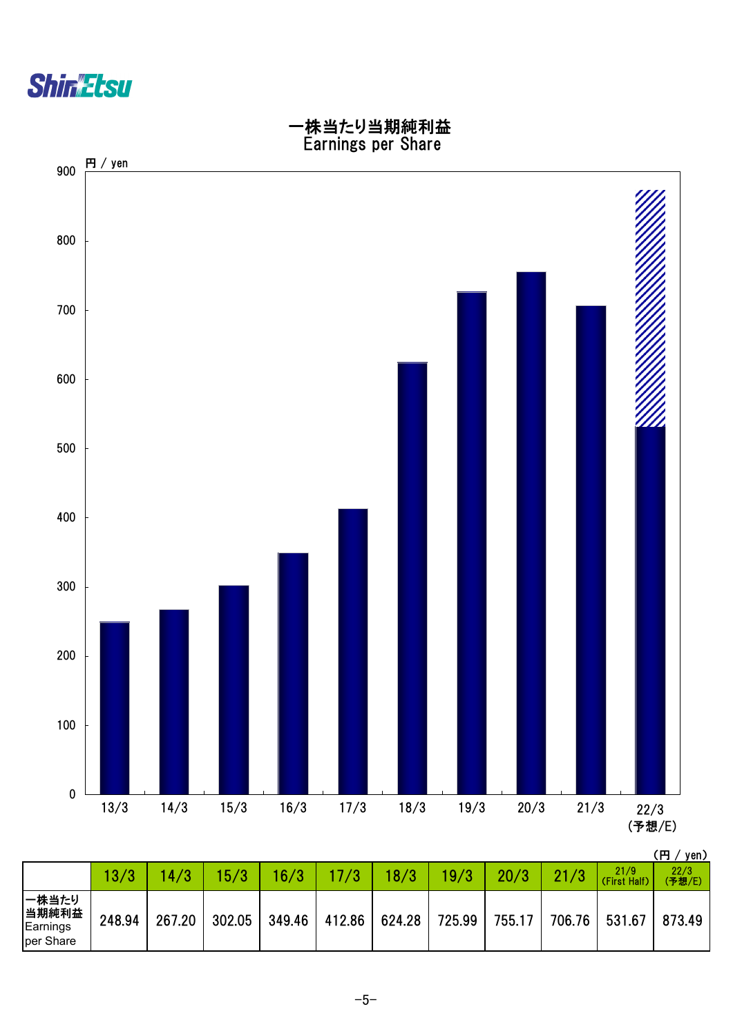# 一株当たり当期純利益
## Earnings per Share

円 / yen

(円 / yen)

| | 13/3 | 14/3 | 15/3 | 16/3 | 17/3 | 18/3 | 19/3 | 20/3 | 21/3 | 21/9 (First Half) | 22/3 (予想/E) |
|---|---|---|---|---|---|---|---|---|---|---|---|
| 一株当たり当期純利益 Earnings per Share | 248.94 | 267.20 | 302.05 | 349.46 | 412.86 | 624.28 | 725.99 | 755.17 | 706.76 | 531.67 | 873.49 |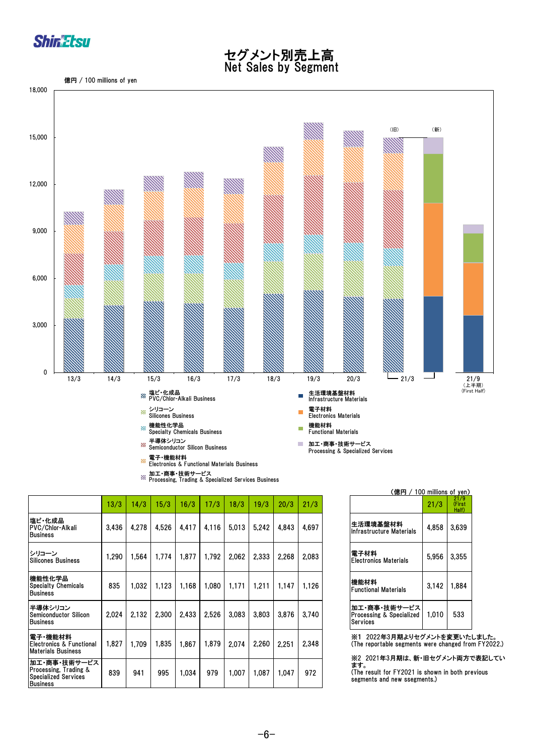# セグメント別売上高
# Net Sales by Segment

億円 / 100 millions of yen

18,000
15,000
12,000
9,000
6,000
3,000
0

13/3 14/3 15/3 16/3 17/3 18/3 19/3 20/3 (旧) 21/3 (新) 21/9 (上半期) (First Half)

- 塩ビ・化成品 PVC/Chlor-Alkali Business
- シリコーン Silicones Business
- 機能性化学品 Specialty Chemicals Business
- 半導体シリコン Semiconductor Silicon Business
- 電子・機能材料 Electronics & Functional Materials Business
- 加工・商事・技術サービス Processing, Trading & Specialized Services Business
- 生活環境基盤材料 Infrastructure Materials
- 電子材料 Electronics Materials
- 機能材料 Functional Materials
- 加工・商事・技術サービス Processing & Specialized Services

| | 13/3 | 14/3 | 15/3 | 16/3 | 17/3 | 18/3 | 19/3 | 20/3 | 21/3 |
|---|---|---|---|---|---|---|---|---|---|
| 塩ビ・化成品 PVC/Chlor-Alkali Business | 3,436 | 4,278 | 4,526 | 4,417 | 4,116 | 5,013 | 5,242 | 4,843 | 4,697 |
| シリコーン Silicones Business | 1,290 | 1,564 | 1,774 | 1,877 | 1,792 | 2,062 | 2,333 | 2,268 | 2,083 |
| 機能性化学品 Specialty Chemicals Business | 835 | 1,032 | 1,123 | 1,168 | 1,080 | 1,171 | 1,211 | 1,147 | 1,126 |
| 半導体シリコン Semiconductor Silicon Business | 2,024 | 2,132 | 2,300 | 2,433 | 2,526 | 3,083 | 3,803 | 3,876 | 3,740 |
| 電子・機能材料 Electronics & Functional Materials Business | 1,827 | 1,709 | 1,835 | 1,867 | 1,879 | 2,074 | 2,260 | 2,251 | 2,348 |
| 加工・商事・技術サービス Processing, Trading & Specialized Services Business | 839 | 941 | 995 | 1,034 | 979 | 1,007 | 1,087 | 1,047 | 972 |

（億円 / 100 millions of yen）

| | 21/3 | 21/9 (First Half) |
|---|---|---|
| 生活環境基盤材料 Infrastructure Materials | 4,858 | 3,639 |
| 電子材料 Electronics Materials | 5,956 | 3,355 |
| 機能材料 Functional Materials | 3,142 | 1,884 |
| 加工・商事・技術サービス Processing & Specialized Services | 1,010 | 533 |

※1 2022年3月期よりセグメントを変更いたしました。
(The reportable segments were changed from FY2022.)

※2 2021年3月期は、新・旧セグメント両方で表記しています。
(The result for FY2021 is shown in both previous segments and new ssegments.)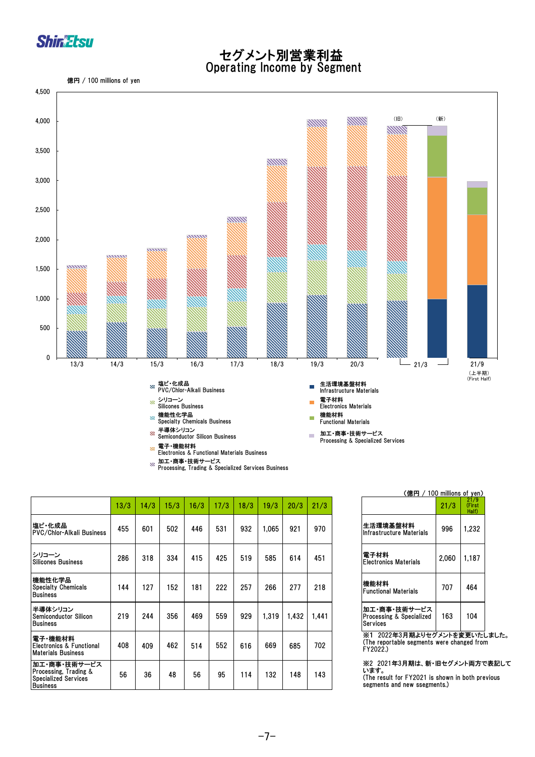# セグメント別営業利益
# Operating Income by Segment

億円 / 100 millions of yen

(旧) (新)

塩ビ・化成品
PVC/Chlor-Alkali Business

シリコーン
Silicones Business

機能性化学品
Specialty Chemicals Business

半導体シリコン
Semiconductor Silicon Business

電子・機能材料
Electronics & Functional Materials Business

加工・商事・技術サービス
Processing, Trading & Specialized Services Business

生活環境基盤材料
Infrastructure Materials

電子材料
Electronics Materials

機能材料
Functional Materials

加工・商事・技術サービス
Processing & Specialized Services

21/9 (上半期) (First Half)

| | 13/3 | 14/3 | 15/3 | 16/3 | 17/3 | 18/3 | 19/3 | 20/3 | 21/3 |
|---|---|---|---|---|---|---|---|---|---|
| 塩ビ・化成品 PVC/Chlor-Alkali Business | 455 | 601 | 502 | 446 | 531 | 932 | 1,065 | 921 | 970 |
| シリコーン Silicones Business | 286 | 318 | 334 | 415 | 425 | 519 | 585 | 614 | 451 |
| 機能性化学品 Specialty Chemicals Business | 144 | 127 | 152 | 181 | 222 | 257 | 266 | 277 | 218 |
| 半導体シリコン Semiconductor Silicon Business | 219 | 244 | 356 | 469 | 559 | 929 | 1,319 | 1,432 | 1,441 |
| 電子・機能材料 Electronics & Functional Materials Business | 408 | 409 | 462 | 514 | 552 | 616 | 669 | 685 | 702 |
| 加工・商事・技術サービス Processing, Trading & Specialized Services Business | 56 | 36 | 48 | 56 | 95 | 114 | 132 | 148 | 143 |

（億円 / 100 millions of yen）

| | 21/3 | 21/9 (First Half) |
|---|---|---|
| 生活環境基盤材料 Infrastructure Materials | 996 | 1,232 |
| 電子材料 Electronics Materials | 2,060 | 1,187 |
| 機能材料 Functional Materials | 707 | 464 |
| 加工・商事・技術サービス Processing & Specialized Services | 163 | 104 |

※1 2022年3月期よりセグメントを変更いたしました。
(The reportable segments were changed from FY2022.)

※2 2021年3月期は、新・旧セグメント両方で表記しています。
(The result for FY2021 is shown in both previous segments and new ssegments.)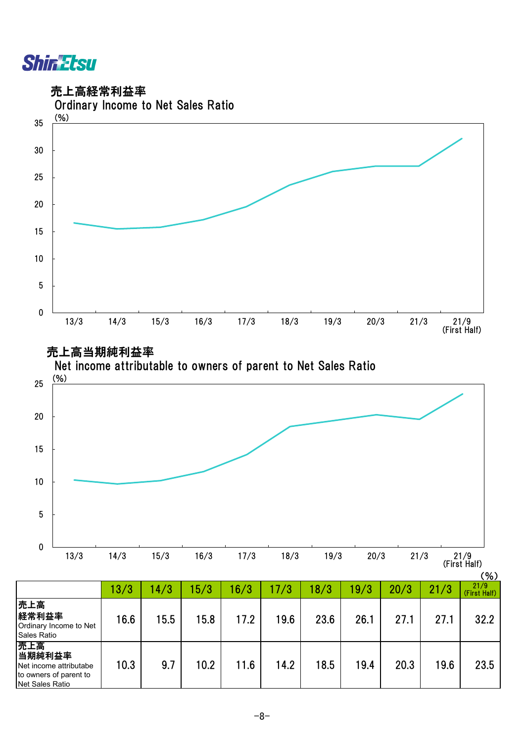## 売上高経常利益率
Ordinary Income to Net Sales Ratio

(%)

## 売上高当期純利益率
Net income attributable to owners of parent to Net Sales Ratio

(%)

(%)

| | 13/3 | 14/3 | 15/3 | 16/3 | 17/3 | 18/3 | 19/3 | 20/3 | 21/3 | 21/9 (First Half) |
|---|---|---|---|---|---|---|---|---|---|---|
| 売上高 経常利益率 Ordinary Income to Net Sales Ratio | 16.6 | 15.5 | 15.8 | 17.2 | 19.6 | 23.6 | 26.1 | 27.1 | 27.1 | 32.2 |
| 売上高 当期純利益率 Net income attributabe to owners of parent to Net Sales Ratio | 10.3 | 9.7 | 10.2 | 11.6 | 14.2 | 18.5 | 19.4 | 20.3 | 19.6 | 23.5 |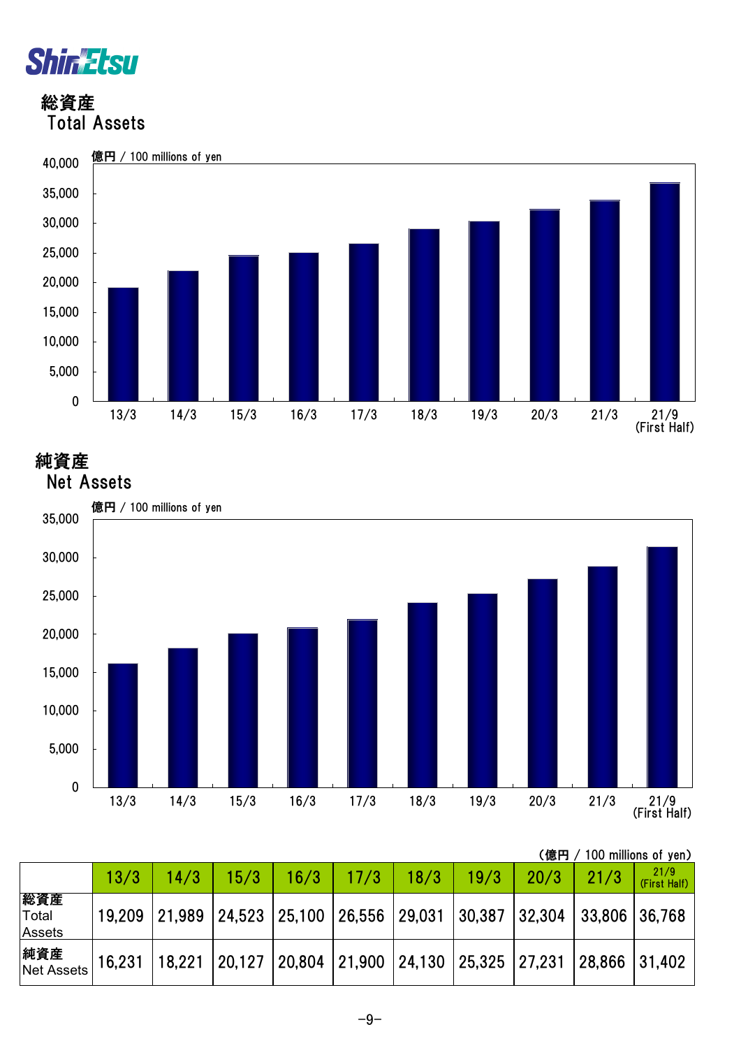# 総資産
## Total Assets

億円 / 100 millions of yen

# 純資産
## Net Assets

億円 / 100 millions of yen

（億円 / 100 millions of yen）

| | 13/3 | 14/3 | 15/3 | 16/3 | 17/3 | 18/3 | 19/3 | 20/3 | 21/3 | 21/9 (First Half) |
|---|---|---|---|---|---|---|---|---|---|---|
| 総資産 Total Assets | 19,209 | 21,989 | 24,523 | 25,100 | 26,556 | 29,031 | 30,387 | 32,304 | 33,806 | 36,768 |
| 純資産 Net Assets | 16,231 | 18,221 | 20,127 | 20,804 | 21,900 | 24,130 | 25,325 | 27,231 | 28,866 | 31,402 |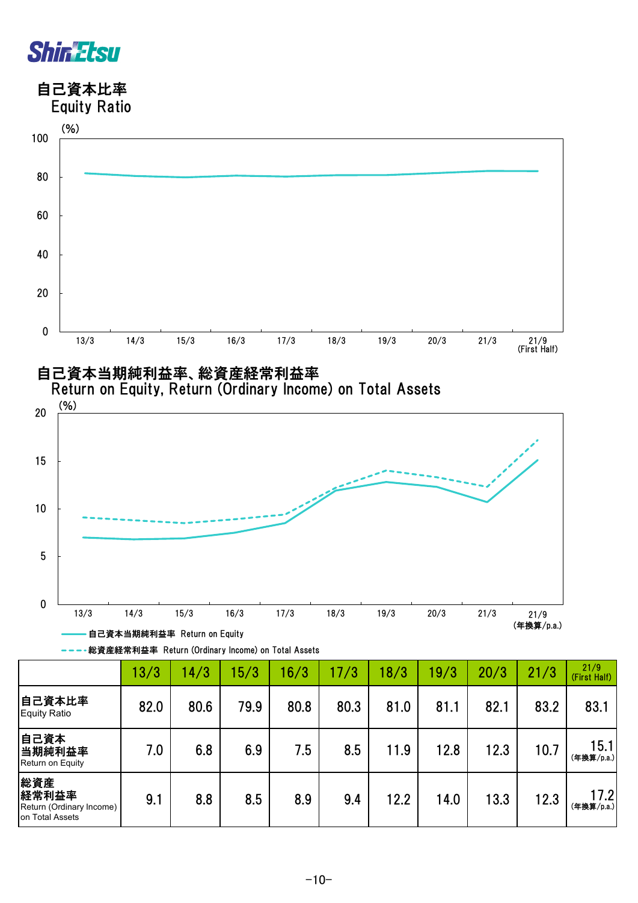## 自己資本比率
Equity Ratio

(%)

## 自己資本当期純利益率、総資産経常利益率
Return on Equity, Return (Ordinary Income) on Total Assets

(%)

自己資本当期純利益率 Return on Equity

総資産経常利益率 Return (Ordinary Income) on Total Assets

| | 13/3 | 14/3 | 15/3 | 16/3 | 17/3 | 18/3 | 19/3 | 20/3 | 21/3 | 21/9 (First Half) |
|---|---|---|---|---|---|---|---|---|---|---|
| 自己資本比率 Equity Ratio | 82.0 | 80.6 | 79.9 | 80.8 | 80.3 | 81.0 | 81.1 | 82.1 | 83.2 | 83.1 |
| 自己資本当期純利益率 Return on Equity | 7.0 | 6.8 | 6.9 | 7.5 | 8.5 | 11.9 | 12.8 | 12.3 | 10.7 | 15.1 (年換算/p.a.) |
| 総資産経常利益率 Return (Ordinary Income) on Total Assets | 9.1 | 8.8 | 8.5 | 8.9 | 9.4 | 12.2 | 14.0 | 13.3 | 12.3 | 17.2 (年換算/p.a.) |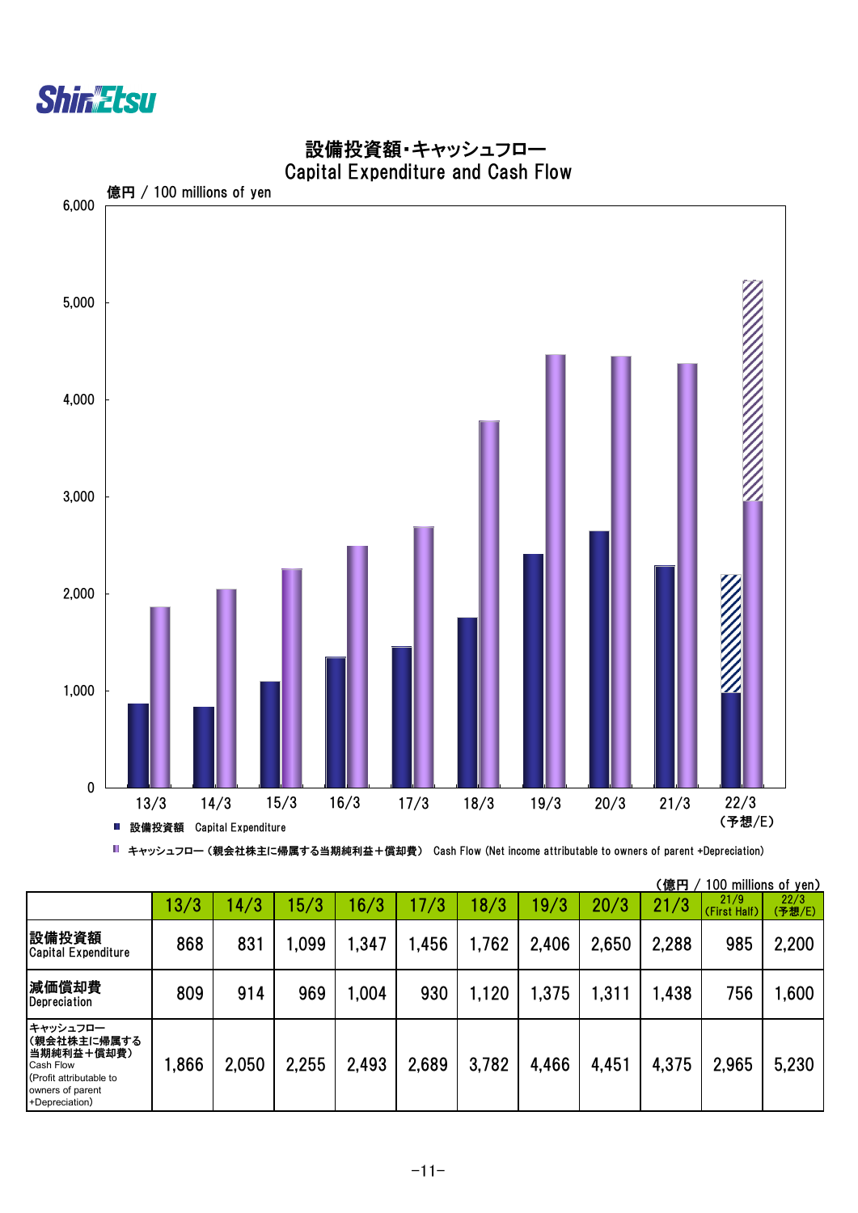# 設備投資額・キャッシュフロー
## Capital Expenditure and Cash Flow

億円 / 100 millions of yen

6,000
5,000
4,000
3,000
2,000
1,000
0

13/3 14/3 15/3 16/3 17/3 18/3 19/3 20/3 21/3 22/3 (予想/E)

■ 設備投資額 Capital Expenditure

■ キャッシュフロー（親会社株主に帰属する当期純利益＋償却費） Cash Flow (Net income attributable to owners of parent +Depreciation)

（億円 / 100 millions of yen）

| | 13/3 | 14/3 | 15/3 | 16/3 | 17/3 | 18/3 | 19/3 | 20/3 | 21/3 | 21/9 (First Half) | 22/3 (予想/E) |
|---|---|---|---|---|---|---|---|---|---|---|---|
| 設備投資額 Capital Expenditure | 868 | 831 | 1,099 | 1,347 | 1,456 | 1,762 | 2,406 | 2,650 | 2,288 | 985 | 2,200 |
| 減価償却費 Depreciation | 809 | 914 | 969 | 1,004 | 930 | 1,120 | 1,375 | 1,311 | 1,438 | 756 | 1,600 |
| キャッシュフロー（親会社株主に帰属する当期純利益＋償却費） Cash Flow (Profit attributable to owners of parent +Depreciation) | 1,866 | 2,050 | 2,255 | 2,493 | 2,689 | 3,782 | 4,466 | 4,451 | 4,375 | 2,965 | 5,230 |